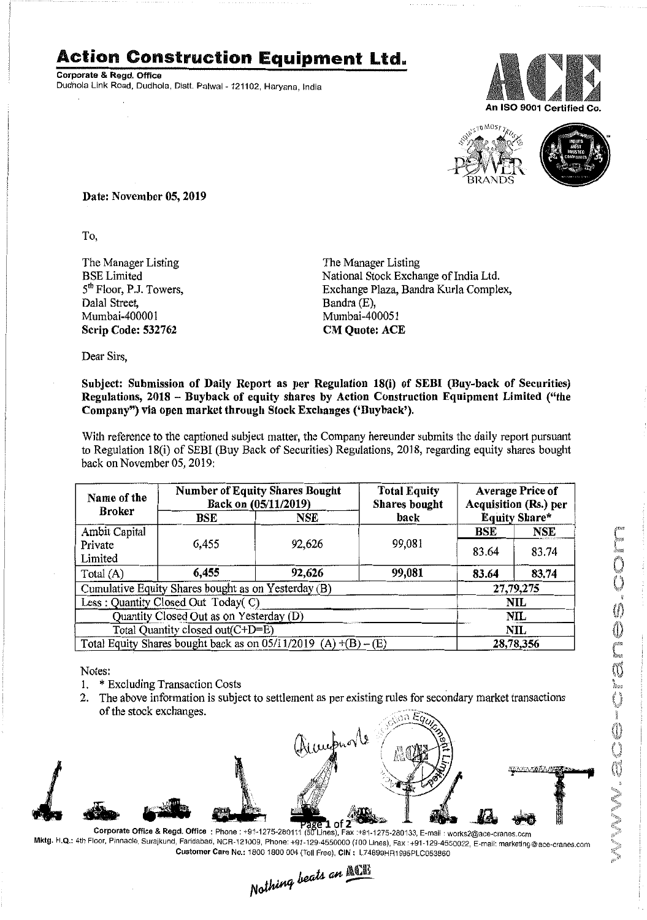# Action Construction Equipment Ltd.

**Corporate & Regd. Office**
Dudhola Link Road, Dudhola, Distt. Palwal - 121102, Haryana, India

An ISO 9001 Certified Co.

**Date: November 05, 2019**

To,

The Manager Listing
BSE Limited
5th Floor, P.J. Towers,
Dalal Street,
Mumbai-400001
**Scrip Code: 532762**

The Manager Listing
National Stock Exchange of India Ltd.
Exchange Plaza, Bandra Kurla Complex,
Bandra (E),
Mumbai-400051
**CM Quote: ACE**

Dear Sirs,

**Subject: Submission of Daily Report as per Regulation 18(i) of SEBI (Buy-back of Securities) Regulations, 2018 – Buyback of equity shares by Action Construction Equipment Limited ("the Company") via open market through Stock Exchanges ('Buyback').**

With reference to the captioned subject matter, the Company hereunder submits the daily report pursuant to Regulation 18(i) of SEBI (Buy Back of Securities) Regulations, 2018, regarding equity shares bought back on November 05, 2019:

| Name of the Broker | Number of Equity Shares Bought Back on (05/11/2019) | | Total Equity Shares bought back | Average Price of Acquisition (Rs.) per Equity Share* | |
|---|---|---|---|---|---|
| | BSE | NSE | | BSE | NSE |
| Ambit Capital Private Limited | 6,455 | 92,626 | 99,081 | 83.64 | 83.74 |
| Total (A) | **6,455** | **92,626** | **99,081** | **83.64** | **83.74** |
| Cumulative Equity Shares bought as on Yesterday (B) | | | | **27,79,275** | |
| Less : Quantity Closed Out Today( C) | | | | **NIL** | |
| Quantity Closed Out as on Yesterday (D) | | | | **NIL** | |
| Total Quantity closed out(C+D=E) | | | | **NIL** | |
| Total Equity Shares bought back as on 05/11/2019 (A) +(B) – (E) | | | | **28,78,356** | |

Notes:

1. * Excluding Transaction Costs
2. The above information is subject to settlement as per existing rules for secondary market transactions of the stock exchanges.

Corporate Office & Regd. Office : Phone : +91-1275-280111 (50 Lines), Fax :+91-1275-280133, E-mail : works2@ace-cranes.com
Mktg. H.Q.: 4th Floor, Pinnacle, Surajkund, Faridabad, NCR-121009, Phone: +91-129-4550000 (100 Lines), Fax : +91-129-4550022, E-mail: marketing@ace-cranes.com
Customer Care No.: 1800 1800 004 (Toll Free), CIN : L74899HR1995PLC053860

*Nothing beats an ACE*

www.ace-cranes.com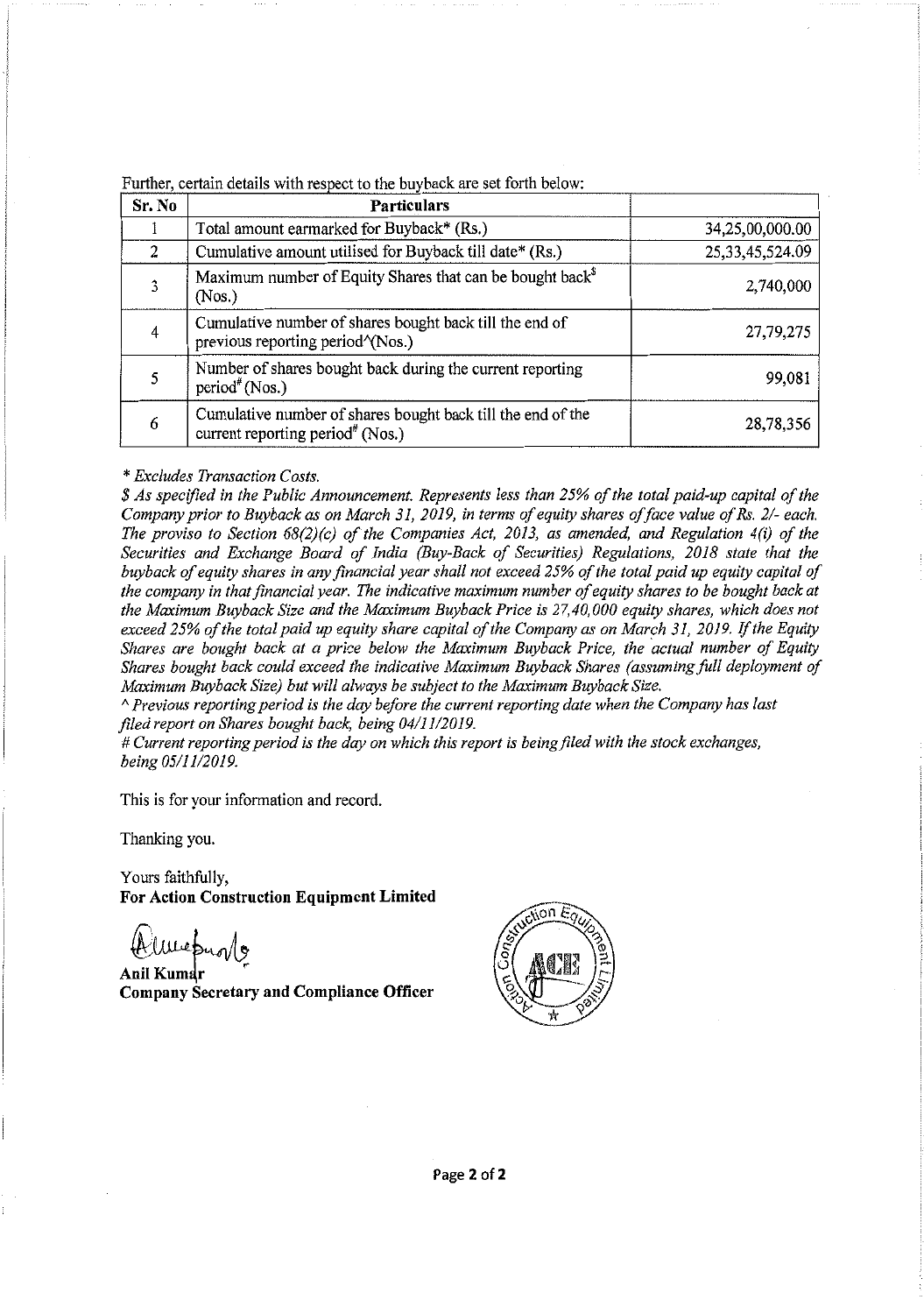Further, certain details with respect to the buyback are set forth below:

| Sr. No | Particulars | |
|---|---|---|
| 1 | Total amount earmarked for Buyback* (Rs.) | 34,25,00,000.00 |
| 2 | Cumulative amount utilised for Buyback till date* (Rs.) | 25,33,45,524.09 |
| 3 | Maximum number of Equity Shares that can be bought back$ (Nos.) | 2,740,000 |
| 4 | Cumulative number of shares bought back till the end of previous reporting period^(Nos.) | 27,79,275 |
| 5 | Number of shares bought back during the current reporting period# (Nos.) | 99,081 |
| 6 | Cumulative number of shares bought back till the end of the current reporting period# (Nos.) | 28,78,356 |

*\* Excludes Transaction Costs.*

*$ As specified in the Public Announcement. Represents less than 25% of the total paid-up capital of the Company prior to Buyback as on March 31, 2019, in terms of equity shares of face value of Rs. 2/- each. The proviso to Section 68(2)(c) of the Companies Act, 2013, as amended, and Regulation 4(i) of the Securities and Exchange Board of India (Buy-Back of Securities) Regulations, 2018 state that the buyback of equity shares in any financial year shall not exceed 25% of the total paid up equity capital of the company in that financial year. The indicative maximum number of equity shares to be bought back at the Maximum Buyback Size and the Maximum Buyback Price is 27,40,000 equity shares, which does not exceed 25% of the total paid up equity share capital of the Company as on March 31, 2019. If the Equity Shares are bought back at a price below the Maximum Buyback Price, the actual number of Equity Shares bought back could exceed the indicative Maximum Buyback Shares (assuming full deployment of Maximum Buyback Size) but will always be subject to the Maximum Buyback Size.*

*^ Previous reporting period is the day before the current reporting date when the Company has last filed report on Shares bought back, being 04/11/2019.*

*# Current reporting period is the day on which this report is being filed with the stock exchanges, being 05/11/2019.*

This is for your information and record.

Thanking you.

Yours faithfully,
**For Action Construction Equipment Limited**

**Anil Kumar**
**Company Secretary and Compliance Officer**